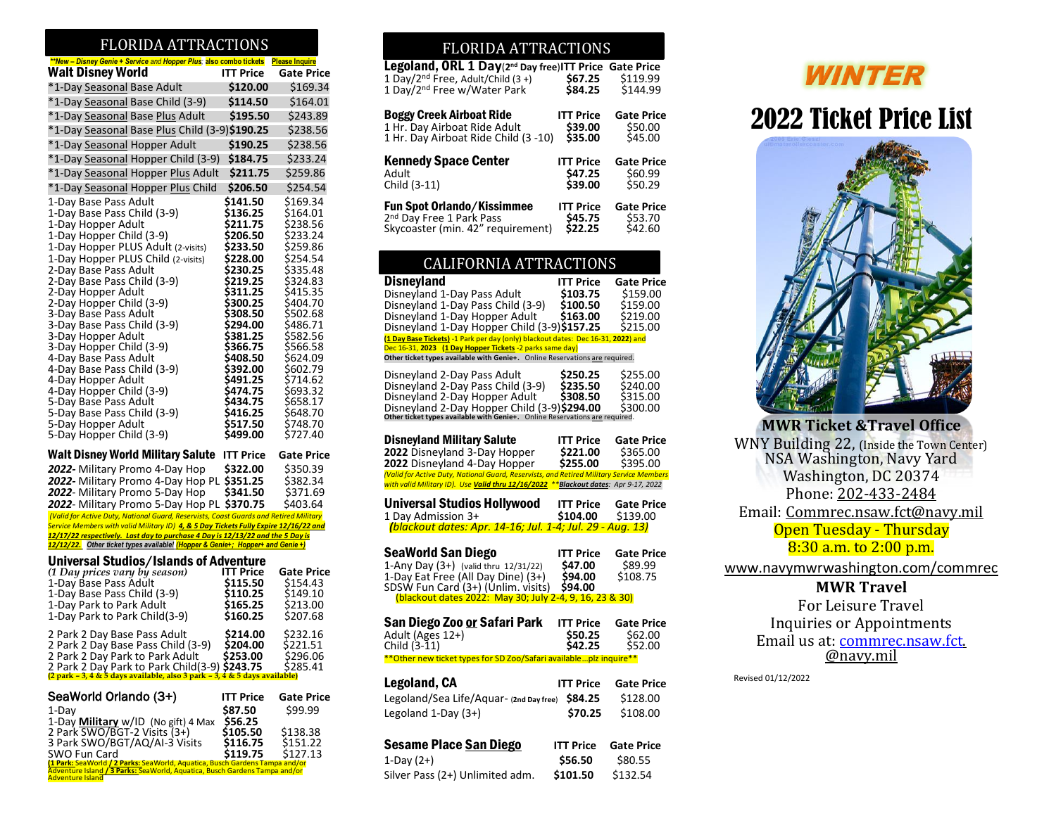# FLORIDA ATTRACTIONS

***New – Disney Genie + Service and Hopper Plus; also combo tickets*** **Please Inquire**

| Walt Disney World | ITT Price | Gate Price |
|---|---|---|
| *1-Day Seasonal Base Adult | $120.00 | $169.34 |
| *1-Day Seasonal Base Child (3-9) | $114.50 | $164.01 |
| *1-Day Seasonal Base Plus Adult | $195.50 | $243.89 |
| *1-Day Seasonal Base Plus Child (3-9) | $190.25 | $238.56 |
| *1-Day Seasonal Hopper Adult | $190.25 | $238.56 |
| *1-Day Seasonal Hopper Child (3-9) | $184.75 | $233.24 |
| *1-Day Seasonal Hopper Plus Adult | $211.75 | $259.86 |
| *1-Day Seasonal Hopper Plus Child | $206.50 | $254.54 |
| 1-Day Base Pass Adult | $141.50 | $169.34 |
| 1-Day Base Pass Child (3-9) | $136.25 | $164.01 |
| 1-Day Hopper Adult | $211.75 | $238.56 |
| 1-Day Hopper Child (3-9) | $206.50 | $233.24 |
| 1-Day Hopper PLUS Adult (2-visits) | $233.50 | $259.86 |
| 1-Day Hopper PLUS Child (2-visits) | $228.00 | $254.54 |
| 2-Day Base Pass Adult | $230.25 | $335.48 |
| 2-Day Base Pass Child (3-9) | $219.25 | $324.83 |
| 2-Day Hopper Adult | $311.25 | $415.35 |
| 2-Day Hopper Child (3-9) | $300.25 | $404.70 |
| 3-Day Base Pass Adult | $308.50 | $502.68 |
| 3-Day Base Pass Child (3-9) | $294.00 | $486.71 |
| 3-Day Hopper Adult | $381.25 | $582.56 |
| 3-Day Hopper Child (3-9) | $366.75 | $566.58 |
| 4-Day Base Pass Adult | $408.50 | $624.09 |
| 4-Day Base Pass Child (3-9) | $392.00 | $602.79 |
| 4-Day Hopper Adult | $491.25 | $714.62 |
| 4-Day Hopper Child (3-9) | $474.75 | $693.32 |
| 5-Day Base Pass Adult | $434.75 | $658.17 |
| 5-Day Base Pass Child (3-9) | $416.25 | $648.70 |
| 5-Day Hopper Adult | $517.50 | $748.70 |
| 5-Day Hopper Child (3-9) | $499.00 | $727.40 |

| Walt Disney World Military Salute | ITT Price | Gate Price |
|---|---|---|
| *2022*- Military Promo 4-Day Hop | $322.00 | $350.39 |
| *2022*- Military Promo 4-Day Hop PL | $351.25 | $382.34 |
| *2022*- Military Promo 5-Day Hop | $341.50 | $371.69 |
| *2022*- Military Promo 5-Day Hop PL | $370.75 | $403.64 |

*(Valid for Active Duty, National Guard, Reservists, Coast Guards and Retired Military Service Members with valid Military ID)* ***4, & 5 Day Tickets Fully Expire 12/16/22 and 12/17/22 respectively. Last day to purchase 4 Day is 12/13/22 and the 5 Day is 12/12/22. Other ticket types available! (Hopper & Genie+; Hopper+ and Genie+)***

| Universal Studios/Islands of Adventure *(1 Day prices vary by season)* | ITT Price | Gate Price |
|---|---|---|
| 1-Day Base Pass Adult | $115.50 | $154.43 |
| 1-Day Base Pass Child (3-9) | $110.25 | $149.10 |
| 1-Day Park to Park Adult | $165.25 | $213.00 |
| 1-Day Park to Park Child(3-9) | $160.25 | $207.68 |
| 2 Park 2 Day Base Pass Adult | $214.00 | $232.16 |
| 2 Park 2 Day Base Pass Child (3-9) | $204.00 | $221.51 |
| 2 Park 2 Day Park to Park Adult | $253.00 | $296.06 |
| 2 Park 2 Day Park to Park Child(3-9) | $243.75 | $285.41 |

**(2 park – 3, 4 & 5 days available, also 3 park – 3, 4 & 5 days available)**

| SeaWorld Orlando (3+) | ITT Price | Gate Price |
|---|---|---|
| 1-Day | $87.50 | $99.99 |
| 1-Day **Military** w/ID (No gift) 4 Max | $56.25 | |
| 2 Park SWO/BGT-2 Visits (3+) | $105.50 | $138.38 |
| 3 Park SWO/BGT/AQ/AI-3 Visits | $116.75 | $151.22 |
| SWO Fun Card | $119.75 | $127.13 |

**(1 Park:** SeaWorld **/ 2 Parks:** SeaWorld, Aquatica, Busch Gardens Tampa and/or Adventure Island **/ 3 Parks:** SeaWorld, Aquatica, Busch Gardens Tampa and/or Adventure Island

# FLORIDA ATTRACTIONS

| Legoland, ORL 1 Day (2nd Day free) | ITT Price | Gate Price |
|---|---|---|
| 1 Day/2nd Free, Adult/Child (3 +) | $67.25 | $119.99 |
| 1 Day/2nd Free w/Water Park | $84.25 | $144.99 |

| Boggy Creek Airboat Ride | ITT Price | Gate Price |
|---|---|---|
| 1 Hr. Day Airboat Ride Adult | $39.00 | $50.00 |
| 1 Hr. Day Airboat Ride Child (3 -10) | $35.00 | $45.00 |

| Kennedy Space Center | ITT Price | Gate Price |
|---|---|---|
| Adult | $47.25 | $60.99 |
| Child (3-11) | $39.00 | $50.29 |

| Fun Spot Orlando/Kissimmee | ITT Price | Gate Price |
|---|---|---|
| 2nd Day Free 1 Park Pass | $45.75 | $53.70 |
| Skycoaster (min. 42" requirement) | $22.25 | $42.60 |

# CALIFORNIA ATTRACTIONS

| Disneyland | ITT Price | Gate Price |
|---|---|---|
| Disneyland 1-Day Pass Adult | $103.75 | $159.00 |
| Disneyland 1-Day Pass Child (3-9) | $100.50 | $159.00 |
| Disneyland 1-Day Hopper Adult | $163.00 | $219.00 |
| Disneyland 1-Day Hopper Child (3-9) | $157.25 | $215.00 |

**(1 Day Base Tickets)** -1 Park per day (only) blackout dates: Dec 16-31, **2022)** and Dec 16-31, **2023 (1 Day Hopper Tickets** -2 parks same day)
**Other ticket types available with Genie+.** Online Reservations are required.

| Disneyland | ITT Price | Gate Price |
|---|---|---|
| Disneyland 2-Day Pass Adult | $250.25 | $255.00 |
| Disneyland 2-Day Pass Child (3-9) | $235.50 | $240.00 |
| Disneyland 2-Day Hopper Adult | $308.50 | $315.00 |
| Disneyland 2-Day Hopper Child (3-9) | $294.00 | $300.00 |

**Other ticket types available with Genie+.** Online Reservations are required.

| Disneyland Military Salute | ITT Price | Gate Price |
|---|---|---|
| **2022** Disneyland 3-Day Hopper | $221.00 | $365.00 |
| **2022** Disneyland 4-Day Hopper | $255.00 | $395.00 |

*(Valid for Active Duty, National Guard, Reservists, and Retired Military Service Members with valid Military ID). Use* ***Valid thru 12/16/2022 **Blackout dates****: Apr 9-17, 2022*

| Universal Studios Hollywood | ITT Price | Gate Price |
|---|---|---|
| 1 Day Admission 3+ | $104.00 | $139.00 |

*(blackout dates: Apr. 14-16; Jul. 1-4; Jul. 29 - Aug. 13)*

| SeaWorld San Diego | ITT Price | Gate Price |
|---|---|---|
| 1-Any Day (3+) (valid thru 12/31/22) | $47.00 | $89.99 |
| 1-Day Eat Free (All Day Dine) (3+) | $94.00 | $108.75 |
| SDSW Fun Card (3+) (Unlim. visits) | $94.00 | |

(blackout dates 2022: May 30; July 2-4, 9, 16, 23 & 30)

| San Diego Zoo or Safari Park | ITT Price | Gate Price |
|---|---|---|
| Adult (Ages 12+) | $50.25 | $62.00 |
| Child (3-11) | $42.25 | $52.00 |

**Other new ticket types for SD Zoo/Safari available…plz inquire**

| Legoland, CA | ITT Price | Gate Price |
|---|---|---|
| Legoland/Sea Life/Aquar- (2nd Day free) | $84.25 | $128.00 |
| Legoland 1-Day (3+) | $70.25 | $108.00 |

| Sesame Place San Diego | ITT Price | Gate Price |
|---|---|---|
| 1-Day (2+) | $56.50 | $80.55 |
| Silver Pass (2+) Unlimited adm. | $101.50 | $132.54 |

# WINTER

# 2022 Ticket Price List

**MWR Ticket &Travel Office**

WNY Building 22, (Inside the Town Center)
NSA Washington, Navy Yard
Washington, DC 20374
Phone: 202-433-2484
Email: Commrec.nsaw.fct@navy.mil
Open Tuesday - Thursday
8:30 a.m. to 2:00 p.m.

www.navymwrwashington.com/commrec

**MWR Travel**

For Leisure Travel
Inquiries or Appointments
Email us at: commrec.nsaw.fct.@navy.mil

Revised 01/12/2022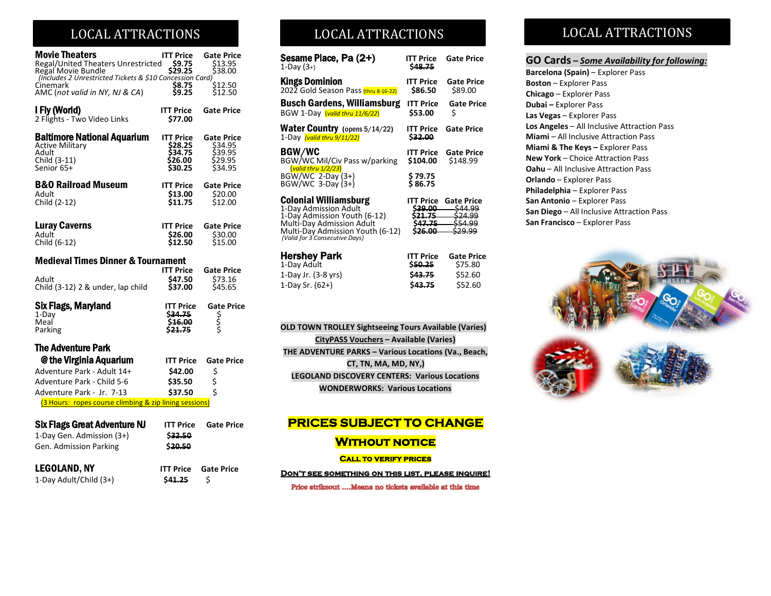## LOCAL ATTRACTIONS

| Movie Theaters | ITT Price | Gate Price |
|---|---|---|
| Regal/United Theaters Unrestricted | $9.75 | $13.95 |
| Regal Movie Bundle *(Includes 2 Unrestricted Tickets & $10 Concession Card)* | $29.25 | $38.00 |
| Cinemark | $8.75 | $12.50 |
| AMC (*not valid in NY, NJ & CA*) | $9.25 | $12.50 |

| I Fly (World) | ITT Price | Gate Price |
|---|---|---|
| 2 Flights - Two Video Links | $77.00 | |

| Baltimore National Aquarium | ITT Price | Gate Price |
|---|---|---|
| Active Military | $28.25 | $34.95 |
| Adult | $34.75 | $39.95 |
| Child (3-11) | $26.00 | $29.95 |
| Senior 65+ | $30.25 | $34.95 |

| B&O Railroad Museum | ITT Price | Gate Price |
|---|---|---|
| Adult | $13.00 | $20.00 |
| Child (2-12) | $11.75 | $12.00 |

| Luray Caverns | ITT Price | Gate Price |
|---|---|---|
| Adult | $26.00 | $30.00 |
| Child (6-12) | $12.50 | $15.00 |

| Medieval Times Dinner & Tournament | ITT Price | Gate Price |
|---|---|---|
| Adult | $47.50 | $73.16 |
| Child (3-12) 2 & under, lap child | $37.00 | $45.65 |

| Six Flags, Maryland | ITT Price | Gate Price |
|---|---|---|
| 1-Day | ~~$34.75~~ | $ |
| Meal | ~~$16.00~~ | $ |
| Parking | ~~$21.75~~ | $ |

| The Adventure Park @ the Virginia Aquarium | ITT Price | Gate Price |
|---|---|---|
| Adventure Park - Adult 14+ | $42.00 | $ |
| Adventure Park - Child 5-6 | $35.50 | $ |
| Adventure Park - Jr. 7-13 | $37.50 | $ |

(3 Hours: ropes course climbing & zip lining sessions)

| Six Flags Great Adventure NJ | ITT Price | Gate Price |
|---|---|---|
| 1-Day Gen. Admission (3+) | ~~$32.50~~ | |
| Gen. Admission Parking | ~~$20.50~~ | |

| LEGOLAND, NY | ITT Price | Gate Price |
|---|---|---|
| 1-Day Adult/Child (3+) | ~~$41.25~~ | $ |

## LOCAL ATTRACTIONS

| Sesame Place, Pa (2+) | ITT Price | Gate Price |
|---|---|---|
| 1-Day (3+) | ~~$48.75~~ | |

| Kings Dominion | ITT Price | Gate Price |
|---|---|---|
| 2022 Gold Season Pass (thru 8-16-22) | $86.50 | $89.00 |

| Busch Gardens, Williamsburg | ITT Price | Gate Price |
|---|---|---|
| BGW 1-Day (*valid thru 11/6/22*) | $53.00 | $ |

| Water Country (opens 5/14/22) | ITT Price | Gate Price |
|---|---|---|
| 1-Day (*valid thru 9/11/22*) | ~~$32.00~~ | |

| BGW/WC | ITT Price | Gate Price |
|---|---|---|
| BGW/WC Mil/Civ Pass w/parking (*valid thru 1/2/23*) | $104.00 | $148.99 |
| BGW/WC 2-Day (3+) | $ 79.75 | |
| BGW/WC 3-Day (3+) | $ 86.75 | |

| Colonial Williamsburg | ITT Price | Gate Price |
|---|---|---|
| 1-Day Admission Adult | ~~$39.00~~ | ~~$44.99~~ |
| 1-Day Admission Youth (6-12) | ~~$21.75~~ | ~~$24.99~~ |
| Multi-Day Admission Adult | ~~$47.75~~ | ~~$54.99~~ |
| Multi-Day Admission Youth (6-12) *(Valid for 3 Consecutive Days)* | ~~$26.00~~ | ~~$29.99~~ |

| Hershey Park | ITT Price | Gate Price |
|---|---|---|
| 1-Day Adult | ~~$50.25~~ | $75.80 |
| 1-Day Jr. (3-8 yrs) | ~~$43.75~~ | $52.60 |
| 1-Day Sr. (62+) | ~~$43.75~~ | $52.60 |

**OLD TOWN TROLLEY Sightseeing Tours Available (Varies)**

**CityPASS Vouchers – Available (Varies)**

**THE ADVENTURE PARKS – Various Locations (Va., Beach, CT, TN, MA, MD, NY,)**

**LEGOLAND DISCOVERY CENTERS: Various Locations**

**WONDERWORKS: Various Locations**

**PRICES SUBJECT TO CHANGE**

**WITHOUT NOTICE**

**CALL TO VERIFY PRICES**

**DON'T SEE SOMETHING ON THIS LIST, PLEASE INQUIRE!**

**Price strikeout ....Means no tickets available at this time**

## LOCAL ATTRACTIONS

**GO Cards** – ***Some Availability for following:***

- **Barcelona (Spain)** – Explorer Pass
- **Boston** – Explorer Pass
- **Chicago** – Explorer Pass
- **Dubai** – Explorer Pass
- **Las Vegas** – Explorer Pass
- **Los Angeles** – All Inclusive Attraction Pass
- **Miami** – All Inclusive Attraction Pass
- **Miami & The Keys** – Explorer Pass
- **New York** – Choice Attraction Pass
- **Oahu** – All Inclusive Attraction Pass
- **Orlando** – Explorer Pass
- **Philadelphia** – Explorer Pass
- **San Antonio** – Explorer Pass
- **San Diego** – All Inclusive Attraction Pass
- **San Francisco** – Explorer Pass